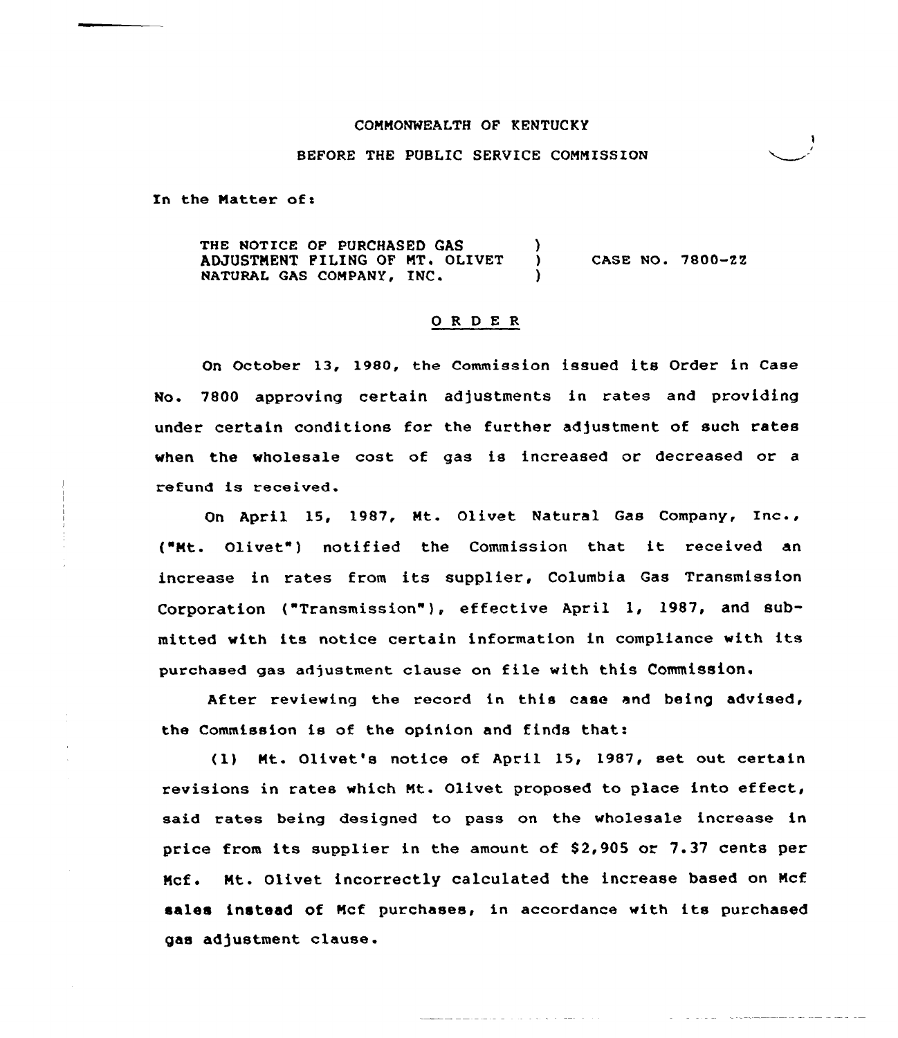COMMONWEALTH OF KENTUCKY

BEFORE THE PUBLIC SERVICE COMMISSION

In the Matter of:

| | | |
|---|---|---|
| THE NOTICE OF PURCHASED GAS ADJUSTMENT FILING OF MT. OLIVET NATURAL GAS COMPANY, INC. | ) ) ) | CASE NO. 7800-ZZ |

## ORDER

On October 13, 1980, the Commission issued its Order in Case No. 7800 approving certain adjustments in rates and providing under certain conditions for the further adjustment of such rates when the wholesale cost of gas is increased or decreased or a refund is received.

On April 15, 1987, Mt. Olivet Natural Gas Company, Inc., ("Mt. Olivet") notified the Commission that it received an increase in rates from its supplier, Columbia Gas Transmission Corporation ("Transmission"), effective April 1, 1987, and submitted with its notice certain information in compliance with its purchased gas adjustment clause on file with this Commission.

After reviewing the record in this case and being advised, the Commission is of the opinion and finds that:

(1) Mt. Olivet's notice of April 15, 1987, set out certain revisions in rates which Mt. Olivet proposed to place into effect, said rates being designed to pass on the wholesale increase in price from its supplier in the amount of $2,905 or 7.37 cents per Mcf. Mt. Olivet incorrectly calculated the increase based on Mcf sales instead of Mcf purchases, in accordance with its purchased gas adjustment clause.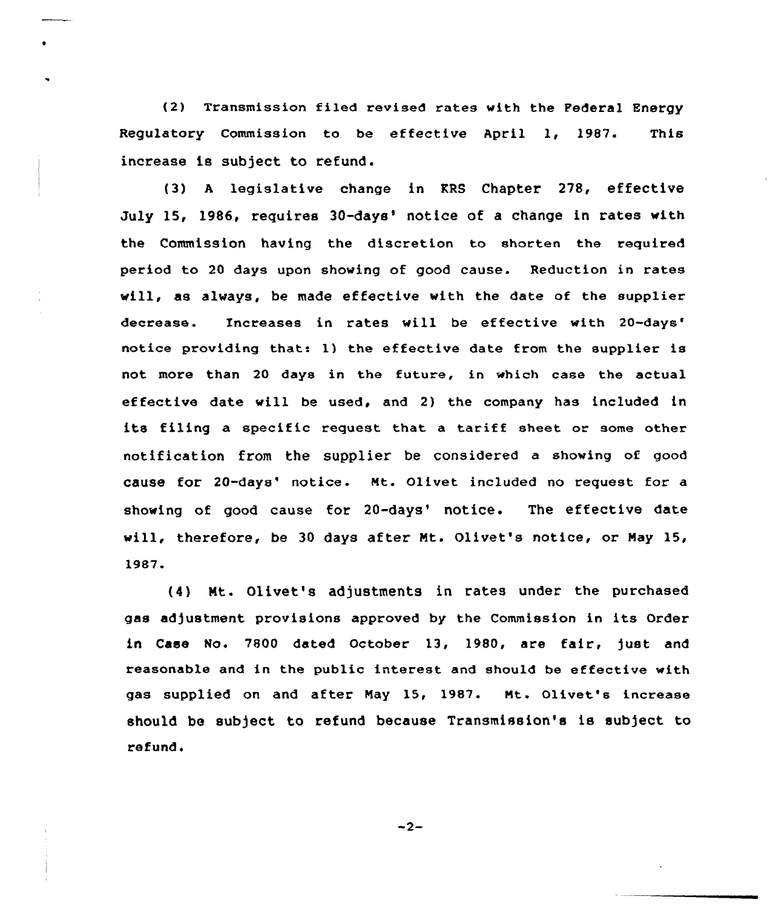(2) Transmission filed revised rates with the Federal Energy Regulatory Commission to be effective April 1, 1987. This increase is subject to refund.

(3) A legislative change in KRS Chapter 278, effective July 15, 1986, requires 30-days' notice of a change in rates with the Commission having the discretion to shorten the required period to 20 days upon showing of good cause. Reduction in rates will, as always, be made effective with the date of the supplier decrease. Increases in rates will be effective with 20-days' notice providing that: 1) the effective date from the supplier is not more than 20 days in the future, in which case the actual effective date will be used, and 2) the company has included in its filing a specific request that a tariff sheet or some other notification from the supplier be considered a showing of good cause for 20-days' notice. Mt. Olivet included no request for a showing of good cause for 20-days' notice. The effective date will, therefore, be 30 days after Mt. Olivet's notice, or May 15, 1987.

(4) Mt. Olivet's adjustments in rates under the purchased gas adjustment provisions approved by the Commission in its Order in Case No. 7800 dated October 13, 1980, are fair, just and reasonable and in the public interest and should be effective with gas supplied on and after May 15, 1987. Mt. Olivet's increase should be subject to refund because Transmission's is subject to refund.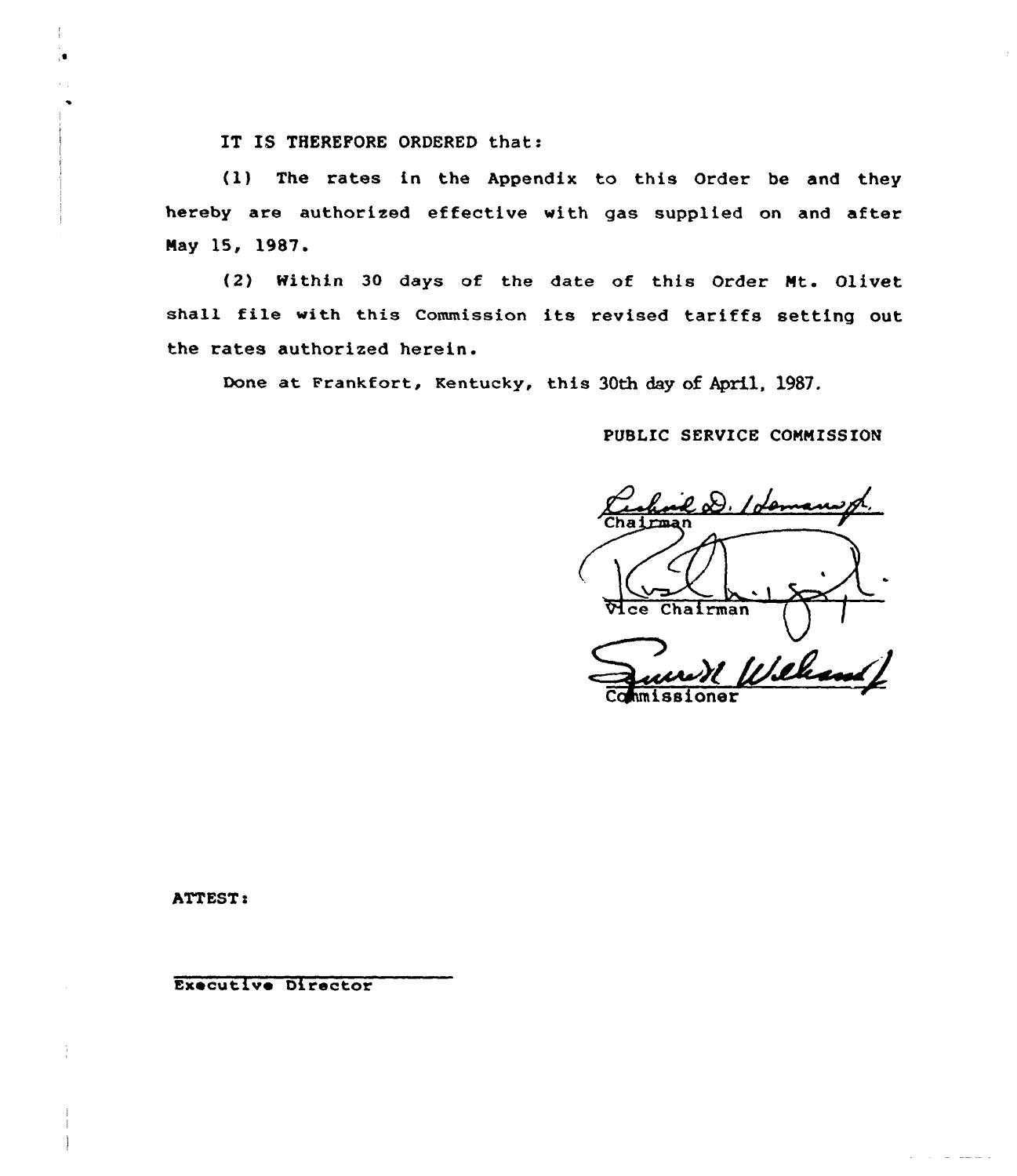IT IS THEREFORE ORDERED that:

(1) The rates in the Appendix to this Order be and they hereby are authorized effective with gas supplied on and after May 15, 1987.

(2) Within 30 days of the date of this Order Mt. Olivet shall file with this Commission its revised tariffs setting out the rates authorized herein.

Done at Frankfort, Kentucky, this 30th day of April, 1987.

PUBLIC SERVICE COMMISSION

Chairman

Vice Chairman

Commissioner

ATTEST:

Executive Director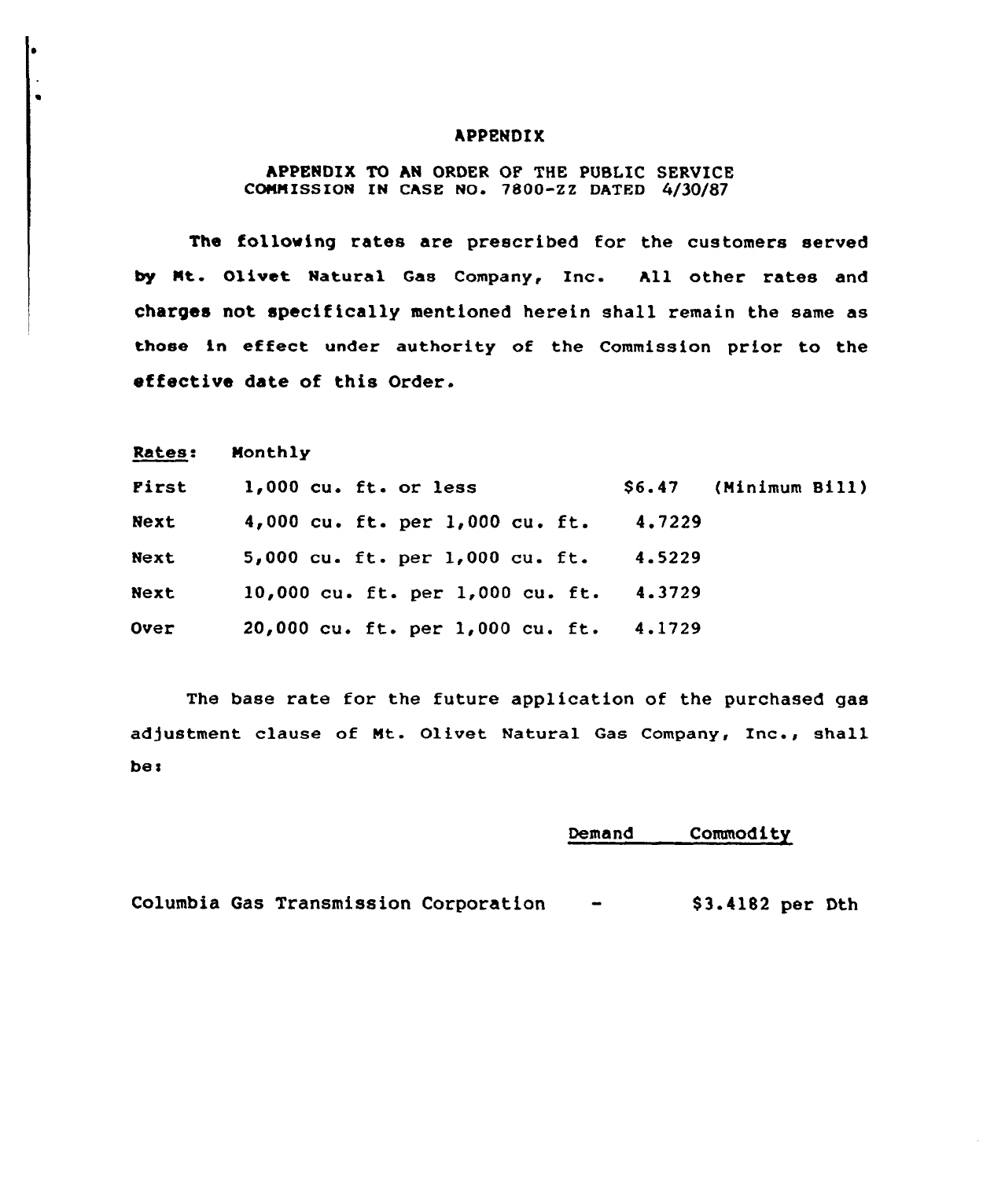# APPENDIX

APPENDIX TO AN ORDER OF THE PUBLIC SERVICE COMMISSION IN CASE NO. 7800-ZZ DATED 4/30/87

The following rates are prescribed for the customers served by Mt. Olivet Natural Gas Company, Inc. All other rates and charges not specifically mentioned herein shall remain the same as those in effect under authority of the Commission prior to the effective date of this Order.

Rates: Monthly

| | | | |
|---|---|---|---|
| First | 1,000 cu. ft. or less | $6.47 | (Minimum Bill) |
| Next | 4,000 cu. ft. per 1,000 cu. ft. | 4.7229 | |
| Next | 5,000 cu. ft. per 1,000 cu. ft. | 4.5229 | |
| Next | 10,000 cu. ft. per 1,000 cu. ft. | 4.3729 | |
| Over | 20,000 cu. ft. per 1,000 cu. ft. | 4.1729 | |

The base rate for the future application of the purchased gas adjustment clause of Mt. Olivet Natural Gas Company, Inc., shall be:

| | Demand | Commodity |
|---|---|---|
| Columbia Gas Transmission Corporation | - | $3.4182 per Dth |